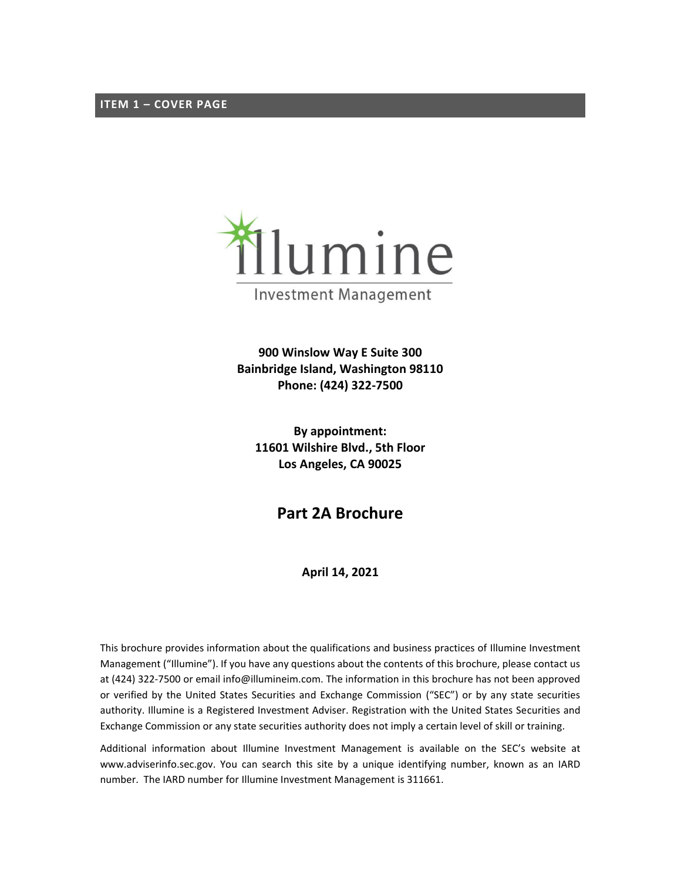## ITEM 1 – COVER PAGE

Illumine

Investment Management

**900 Winslow Way E Suite 300**
**Bainbridge Island, Washington 98110**
**Phone: (424) 322-7500**

**By appointment:**
**11601 Wilshire Blvd., 5th Floor**
**Los Angeles, CA 90025**

# Part 2A Brochure

**April 14, 2021**

This brochure provides information about the qualifications and business practices of Illumine Investment Management ("Illumine"). If you have any questions about the contents of this brochure, please contact us at (424) 322-7500 or email info@illumineim.com. The information in this brochure has not been approved or verified by the United States Securities and Exchange Commission ("SEC") or by any state securities authority. Illumine is a Registered Investment Adviser. Registration with the United States Securities and Exchange Commission or any state securities authority does not imply a certain level of skill or training.

Additional information about Illumine Investment Management is available on the SEC's website at www.adviserinfo.sec.gov. You can search this site by a unique identifying number, known as an IARD number. The IARD number for Illumine Investment Management is 311661.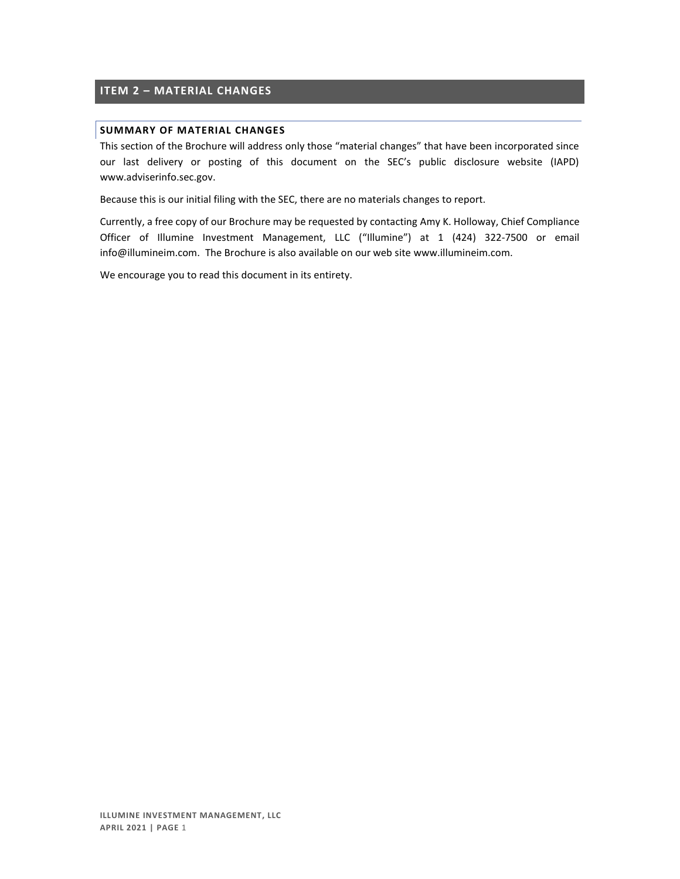## ITEM 2 – MATERIAL CHANGES

### SUMMARY OF MATERIAL CHANGES

This section of the Brochure will address only those "material changes" that have been incorporated since our last delivery or posting of this document on the SEC's public disclosure website (IAPD) www.adviserinfo.sec.gov.

Because this is our initial filing with the SEC, there are no materials changes to report.

Currently, a free copy of our Brochure may be requested by contacting Amy K. Holloway, Chief Compliance Officer of Illumine Investment Management, LLC ("Illumine") at 1 (424) 322-7500 or email info@illumineim.com. The Brochure is also available on our web site www.illumineim.com.

We encourage you to read this document in its entirety.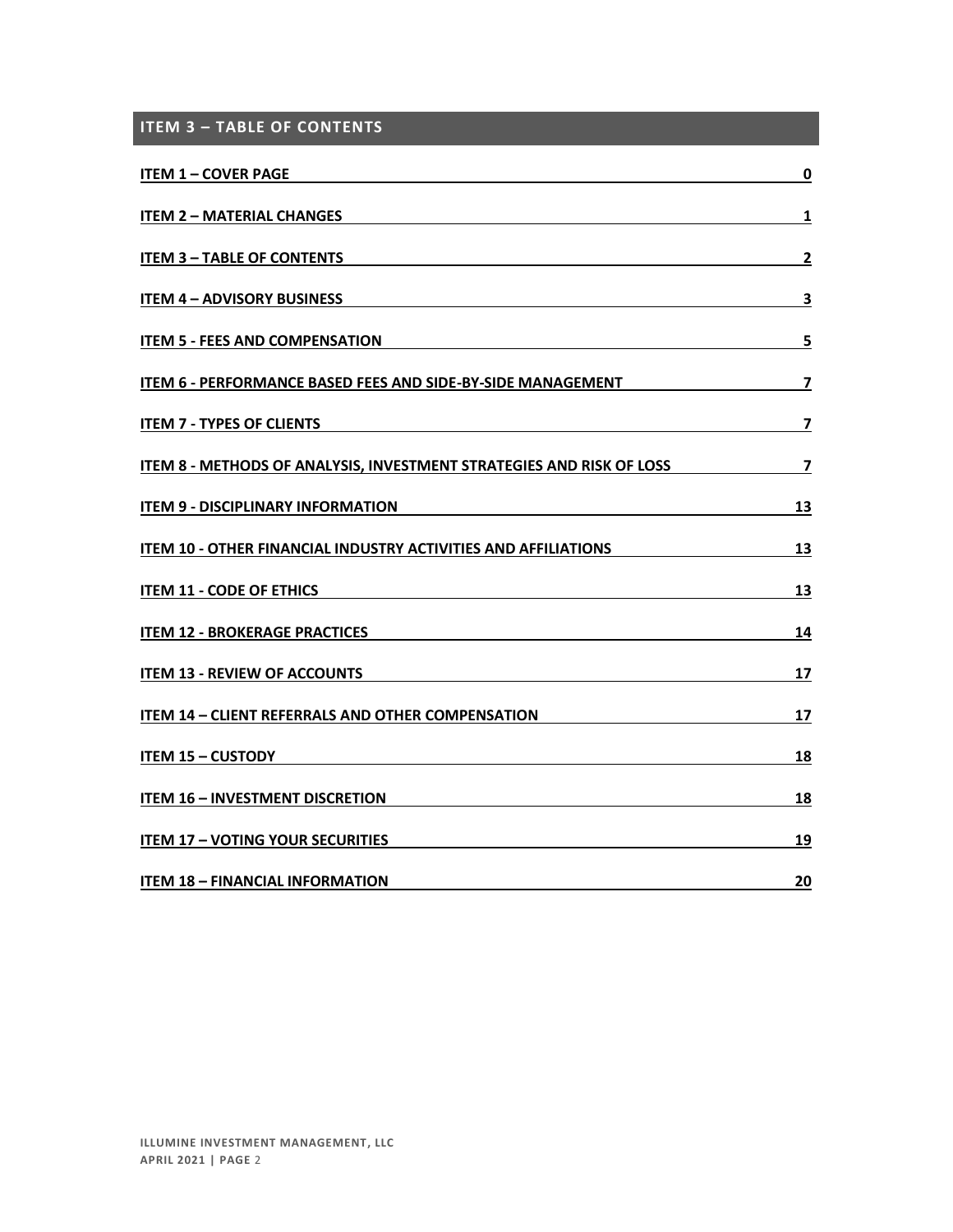## ITEM 3 – TABLE OF CONTENTS

| | |
|---|---|
| ITEM 1 – COVER PAGE | 0 |
| ITEM 2 – MATERIAL CHANGES | 1 |
| ITEM 3 – TABLE OF CONTENTS | 2 |
| ITEM 4 – ADVISORY BUSINESS | 3 |
| ITEM 5 - FEES AND COMPENSATION | 5 |
| ITEM 6 - PERFORMANCE BASED FEES AND SIDE-BY-SIDE MANAGEMENT | 7 |
| ITEM 7 - TYPES OF CLIENTS | 7 |
| ITEM 8 - METHODS OF ANALYSIS, INVESTMENT STRATEGIES AND RISK OF LOSS | 7 |
| ITEM 9 - DISCIPLINARY INFORMATION | 13 |
| ITEM 10 - OTHER FINANCIAL INDUSTRY ACTIVITIES AND AFFILIATIONS | 13 |
| ITEM 11 - CODE OF ETHICS | 13 |
| ITEM 12 - BROKERAGE PRACTICES | 14 |
| ITEM 13 - REVIEW OF ACCOUNTS | 17 |
| ITEM 14 – CLIENT REFERRALS AND OTHER COMPENSATION | 17 |
| ITEM 15 – CUSTODY | 18 |
| ITEM 16 – INVESTMENT DISCRETION | 18 |
| ITEM 17 – VOTING YOUR SECURITIES | 19 |
| ITEM 18 – FINANCIAL INFORMATION | 20 |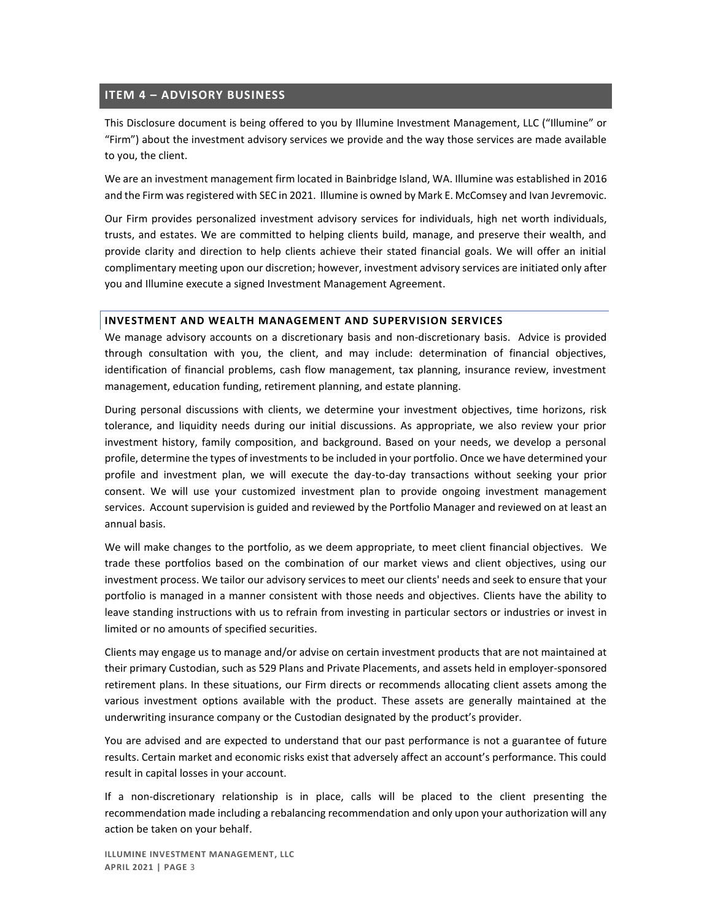## ITEM 4 – ADVISORY BUSINESS

This Disclosure document is being offered to you by Illumine Investment Management, LLC ("Illumine" or "Firm") about the investment advisory services we provide and the way those services are made available to you, the client.

We are an investment management firm located in Bainbridge Island, WA. Illumine was established in 2016 and the Firm was registered with SEC in 2021. Illumine is owned by Mark E. McComsey and Ivan Jevremovic.

Our Firm provides personalized investment advisory services for individuals, high net worth individuals, trusts, and estates. We are committed to helping clients build, manage, and preserve their wealth, and provide clarity and direction to help clients achieve their stated financial goals. We will offer an initial complimentary meeting upon our discretion; however, investment advisory services are initiated only after you and Illumine execute a signed Investment Management Agreement.

### INVESTMENT AND WEALTH MANAGEMENT AND SUPERVISION SERVICES

We manage advisory accounts on a discretionary basis and non-discretionary basis. Advice is provided through consultation with you, the client, and may include: determination of financial objectives, identification of financial problems, cash flow management, tax planning, insurance review, investment management, education funding, retirement planning, and estate planning.

During personal discussions with clients, we determine your investment objectives, time horizons, risk tolerance, and liquidity needs during our initial discussions. As appropriate, we also review your prior investment history, family composition, and background. Based on your needs, we develop a personal profile, determine the types of investments to be included in your portfolio. Once we have determined your profile and investment plan, we will execute the day-to-day transactions without seeking your prior consent. We will use your customized investment plan to provide ongoing investment management services. Account supervision is guided and reviewed by the Portfolio Manager and reviewed on at least an annual basis.

We will make changes to the portfolio, as we deem appropriate, to meet client financial objectives. We trade these portfolios based on the combination of our market views and client objectives, using our investment process. We tailor our advisory services to meet our clients' needs and seek to ensure that your portfolio is managed in a manner consistent with those needs and objectives. Clients have the ability to leave standing instructions with us to refrain from investing in particular sectors or industries or invest in limited or no amounts of specified securities.

Clients may engage us to manage and/or advise on certain investment products that are not maintained at their primary Custodian, such as 529 Plans and Private Placements, and assets held in employer-sponsored retirement plans. In these situations, our Firm directs or recommends allocating client assets among the various investment options available with the product. These assets are generally maintained at the underwriting insurance company or the Custodian designated by the product's provider.

You are advised and are expected to understand that our past performance is not a guarantee of future results. Certain market and economic risks exist that adversely affect an account's performance. This could result in capital losses in your account.

If a non-discretionary relationship is in place, calls will be placed to the client presenting the recommendation made including a rebalancing recommendation and only upon your authorization will any action be taken on your behalf.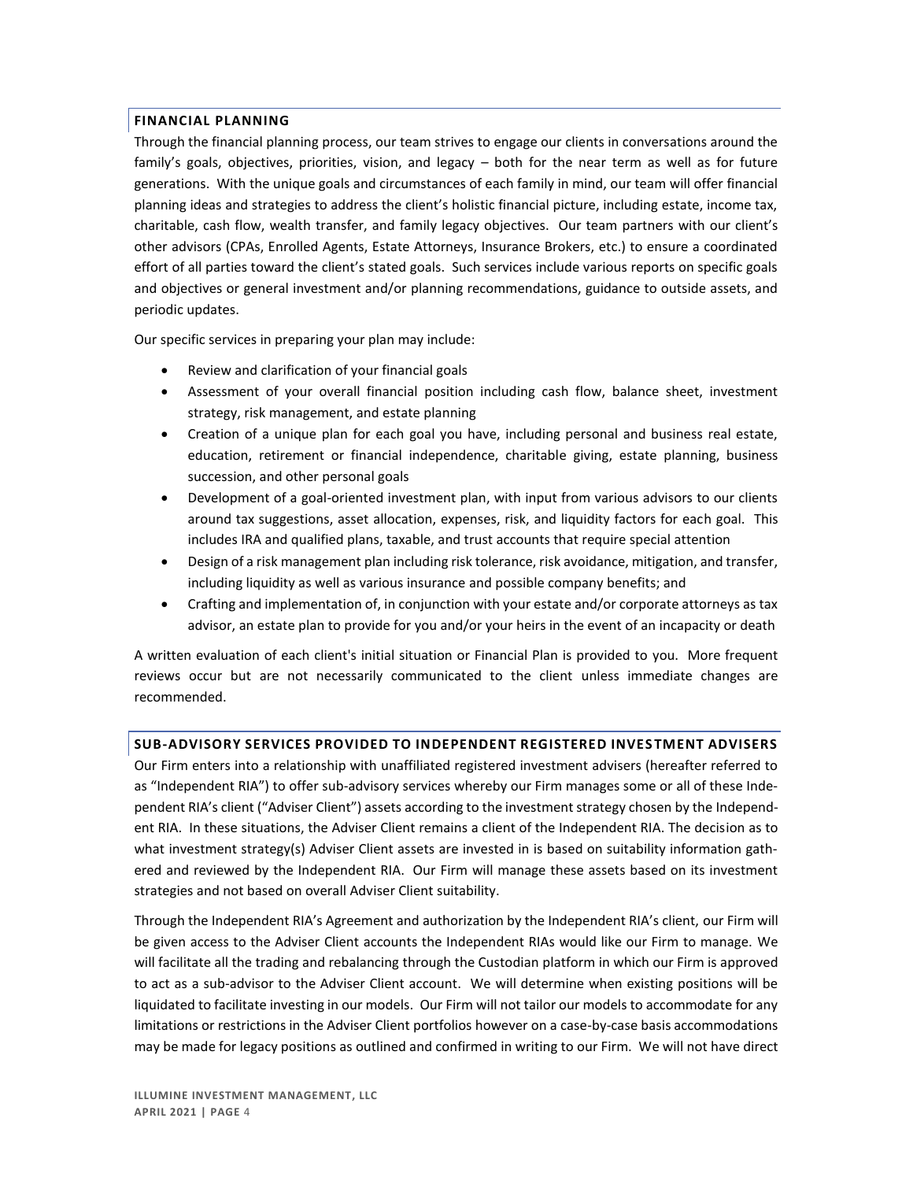## FINANCIAL PLANNING

Through the financial planning process, our team strives to engage our clients in conversations around the family's goals, objectives, priorities, vision, and legacy – both for the near term as well as for future generations. With the unique goals and circumstances of each family in mind, our team will offer financial planning ideas and strategies to address the client's holistic financial picture, including estate, income tax, charitable, cash flow, wealth transfer, and family legacy objectives. Our team partners with our client's other advisors (CPAs, Enrolled Agents, Estate Attorneys, Insurance Brokers, etc.) to ensure a coordinated effort of all parties toward the client's stated goals. Such services include various reports on specific goals and objectives or general investment and/or planning recommendations, guidance to outside assets, and periodic updates.

Our specific services in preparing your plan may include:

- Review and clarification of your financial goals
- Assessment of your overall financial position including cash flow, balance sheet, investment strategy, risk management, and estate planning
- Creation of a unique plan for each goal you have, including personal and business real estate, education, retirement or financial independence, charitable giving, estate planning, business succession, and other personal goals
- Development of a goal-oriented investment plan, with input from various advisors to our clients around tax suggestions, asset allocation, expenses, risk, and liquidity factors for each goal. This includes IRA and qualified plans, taxable, and trust accounts that require special attention
- Design of a risk management plan including risk tolerance, risk avoidance, mitigation, and transfer, including liquidity as well as various insurance and possible company benefits; and
- Crafting and implementation of, in conjunction with your estate and/or corporate attorneys as tax advisor, an estate plan to provide for you and/or your heirs in the event of an incapacity or death

A written evaluation of each client's initial situation or Financial Plan is provided to you. More frequent reviews occur but are not necessarily communicated to the client unless immediate changes are recommended.

## SUB-ADVISORY SERVICES PROVIDED TO INDEPENDENT REGISTERED INVESTMENT ADVISERS

Our Firm enters into a relationship with unaffiliated registered investment advisers (hereafter referred to as "Independent RIA") to offer sub-advisory services whereby our Firm manages some or all of these Independent RIA's client ("Adviser Client") assets according to the investment strategy chosen by the Independent RIA. In these situations, the Adviser Client remains a client of the Independent RIA. The decision as to what investment strategy(s) Adviser Client assets are invested in is based on suitability information gathered and reviewed by the Independent RIA. Our Firm will manage these assets based on its investment strategies and not based on overall Adviser Client suitability.

Through the Independent RIA's Agreement and authorization by the Independent RIA's client, our Firm will be given access to the Adviser Client accounts the Independent RIAs would like our Firm to manage. We will facilitate all the trading and rebalancing through the Custodian platform in which our Firm is approved to act as a sub-advisor to the Adviser Client account. We will determine when existing positions will be liquidated to facilitate investing in our models. Our Firm will not tailor our models to accommodate for any limitations or restrictions in the Adviser Client portfolios however on a case-by-case basis accommodations may be made for legacy positions as outlined and confirmed in writing to our Firm. We will not have direct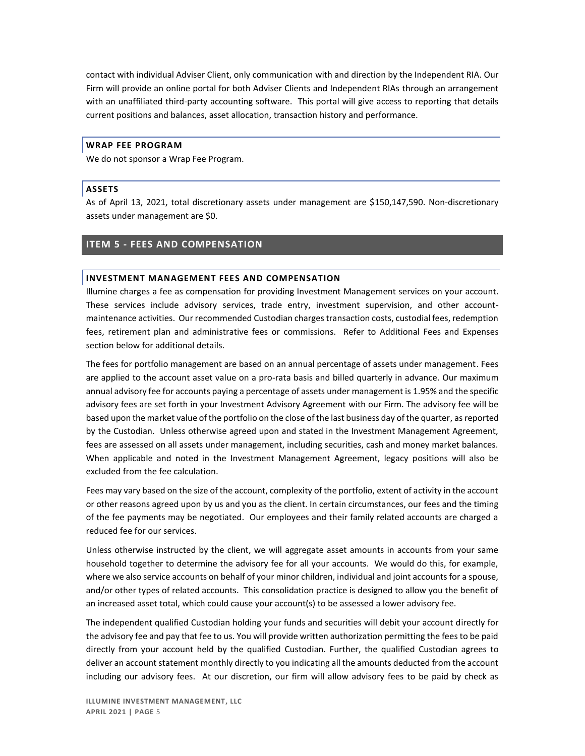contact with individual Adviser Client, only communication with and direction by the Independent RIA. Our Firm will provide an online portal for both Adviser Clients and Independent RIAs through an arrangement with an unaffiliated third-party accounting software. This portal will give access to reporting that details current positions and balances, asset allocation, transaction history and performance.

### WRAP FEE PROGRAM

We do not sponsor a Wrap Fee Program.

### ASSETS

As of April 13, 2021, total discretionary assets under management are $150,147,590. Non-discretionary assets under management are $0.

## ITEM 5 - FEES AND COMPENSATION

### INVESTMENT MANAGEMENT FEES AND COMPENSATION

Illumine charges a fee as compensation for providing Investment Management services on your account. These services include advisory services, trade entry, investment supervision, and other account-maintenance activities. Our recommended Custodian charges transaction costs, custodial fees, redemption fees, retirement plan and administrative fees or commissions. Refer to Additional Fees and Expenses section below for additional details.

The fees for portfolio management are based on an annual percentage of assets under management. Fees are applied to the account asset value on a pro-rata basis and billed quarterly in advance. Our maximum annual advisory fee for accounts paying a percentage of assets under management is 1.95% and the specific advisory fees are set forth in your Investment Advisory Agreement with our Firm. The advisory fee will be based upon the market value of the portfolio on the close of the last business day of the quarter, as reported by the Custodian. Unless otherwise agreed upon and stated in the Investment Management Agreement, fees are assessed on all assets under management, including securities, cash and money market balances. When applicable and noted in the Investment Management Agreement, legacy positions will also be excluded from the fee calculation.

Fees may vary based on the size of the account, complexity of the portfolio, extent of activity in the account or other reasons agreed upon by us and you as the client. In certain circumstances, our fees and the timing of the fee payments may be negotiated. Our employees and their family related accounts are charged a reduced fee for our services.

Unless otherwise instructed by the client, we will aggregate asset amounts in accounts from your same household together to determine the advisory fee for all your accounts. We would do this, for example, where we also service accounts on behalf of your minor children, individual and joint accounts for a spouse, and/or other types of related accounts. This consolidation practice is designed to allow you the benefit of an increased asset total, which could cause your account(s) to be assessed a lower advisory fee.

The independent qualified Custodian holding your funds and securities will debit your account directly for the advisory fee and pay that fee to us. You will provide written authorization permitting the fees to be paid directly from your account held by the qualified Custodian. Further, the qualified Custodian agrees to deliver an account statement monthly directly to you indicating all the amounts deducted from the account including our advisory fees. At our discretion, our firm will allow advisory fees to be paid by check as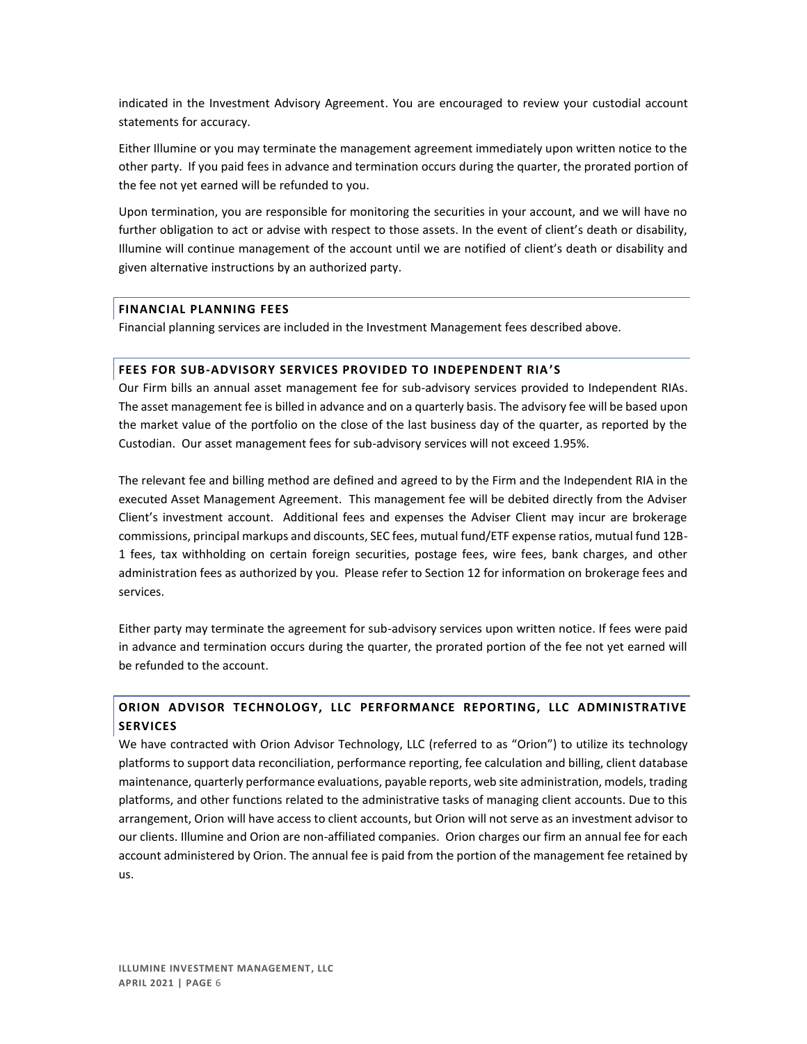indicated in the Investment Advisory Agreement. You are encouraged to review your custodial account statements for accuracy.

Either Illumine or you may terminate the management agreement immediately upon written notice to the other party. If you paid fees in advance and termination occurs during the quarter, the prorated portion of the fee not yet earned will be refunded to you.

Upon termination, you are responsible for monitoring the securities in your account, and we will have no further obligation to act or advise with respect to those assets. In the event of client's death or disability, Illumine will continue management of the account until we are notified of client's death or disability and given alternative instructions by an authorized party.

## FINANCIAL PLANNING FEES

Financial planning services are included in the Investment Management fees described above.

## FEES FOR SUB-ADVISORY SERVICES PROVIDED TO INDEPENDENT RIA'S

Our Firm bills an annual asset management fee for sub-advisory services provided to Independent RIAs. The asset management fee is billed in advance and on a quarterly basis. The advisory fee will be based upon the market value of the portfolio on the close of the last business day of the quarter, as reported by the Custodian. Our asset management fees for sub-advisory services will not exceed 1.95%.

The relevant fee and billing method are defined and agreed to by the Firm and the Independent RIA in the executed Asset Management Agreement. This management fee will be debited directly from the Adviser Client's investment account. Additional fees and expenses the Adviser Client may incur are brokerage commissions, principal markups and discounts, SEC fees, mutual fund/ETF expense ratios, mutual fund 12B-1 fees, tax withholding on certain foreign securities, postage fees, wire fees, bank charges, and other administration fees as authorized by you. Please refer to Section 12 for information on brokerage fees and services.

Either party may terminate the agreement for sub-advisory services upon written notice. If fees were paid in advance and termination occurs during the quarter, the prorated portion of the fee not yet earned will be refunded to the account.

## ORION ADVISOR TECHNOLOGY, LLC PERFORMANCE REPORTING, LLC ADMINISTRATIVE SERVICES

We have contracted with Orion Advisor Technology, LLC (referred to as "Orion") to utilize its technology platforms to support data reconciliation, performance reporting, fee calculation and billing, client database maintenance, quarterly performance evaluations, payable reports, web site administration, models, trading platforms, and other functions related to the administrative tasks of managing client accounts. Due to this arrangement, Orion will have access to client accounts, but Orion will not serve as an investment advisor to our clients. Illumine and Orion are non-affiliated companies. Orion charges our firm an annual fee for each account administered by Orion. The annual fee is paid from the portion of the management fee retained by us.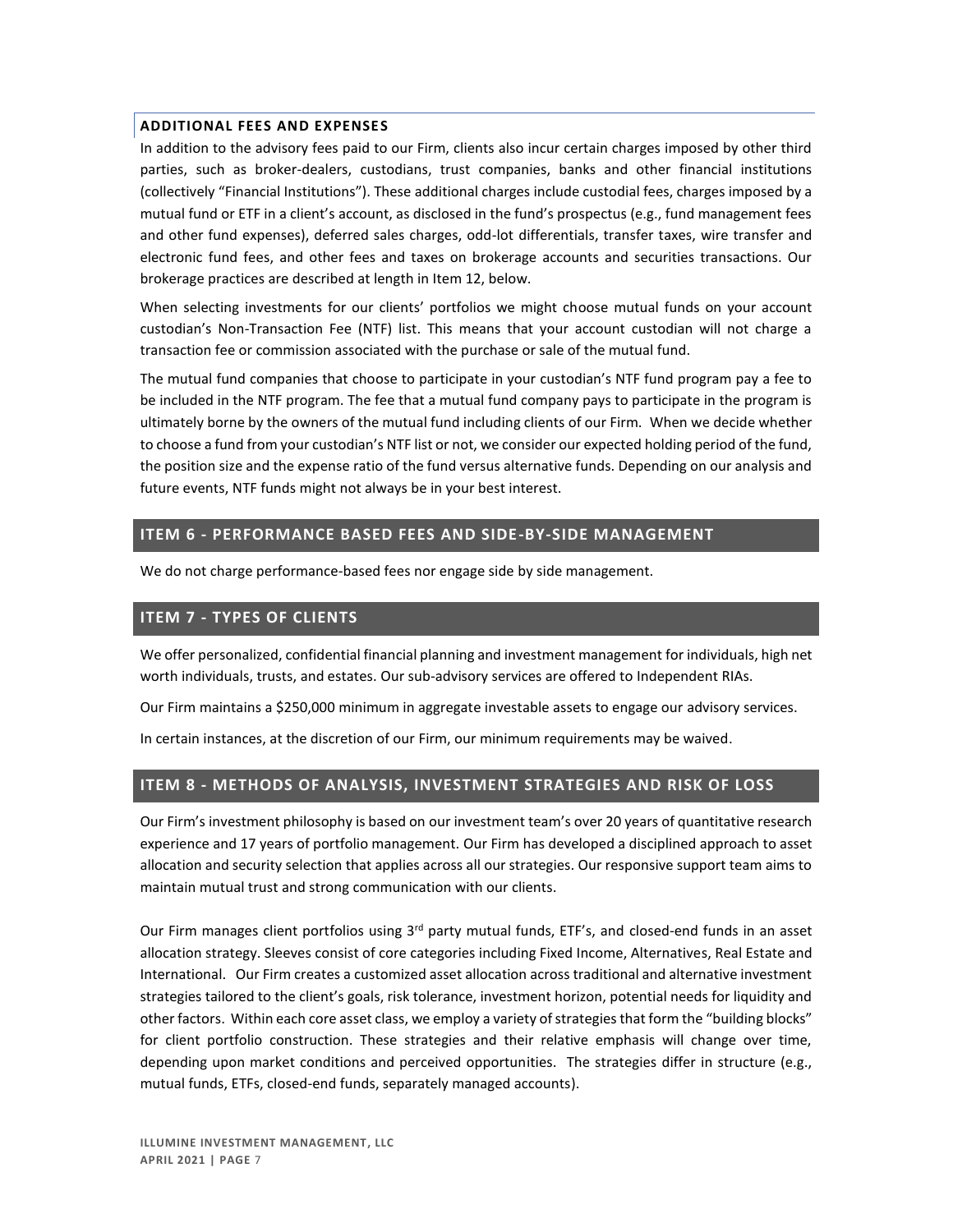### ADDITIONAL FEES AND EXPENSES

In addition to the advisory fees paid to our Firm, clients also incur certain charges imposed by other third parties, such as broker-dealers, custodians, trust companies, banks and other financial institutions (collectively "Financial Institutions"). These additional charges include custodial fees, charges imposed by a mutual fund or ETF in a client's account, as disclosed in the fund's prospectus (e.g., fund management fees and other fund expenses), deferred sales charges, odd-lot differentials, transfer taxes, wire transfer and electronic fund fees, and other fees and taxes on brokerage accounts and securities transactions. Our brokerage practices are described at length in Item 12, below.

When selecting investments for our clients' portfolios we might choose mutual funds on your account custodian's Non-Transaction Fee (NTF) list. This means that your account custodian will not charge a transaction fee or commission associated with the purchase or sale of the mutual fund.

The mutual fund companies that choose to participate in your custodian's NTF fund program pay a fee to be included in the NTF program. The fee that a mutual fund company pays to participate in the program is ultimately borne by the owners of the mutual fund including clients of our Firm. When we decide whether to choose a fund from your custodian's NTF list or not, we consider our expected holding period of the fund, the position size and the expense ratio of the fund versus alternative funds. Depending on our analysis and future events, NTF funds might not always be in your best interest.

## ITEM 6 - PERFORMANCE BASED FEES AND SIDE-BY-SIDE MANAGEMENT

We do not charge performance-based fees nor engage side by side management.

## ITEM 7 - TYPES OF CLIENTS

We offer personalized, confidential financial planning and investment management for individuals, high net worth individuals, trusts, and estates. Our sub-advisory services are offered to Independent RIAs.

Our Firm maintains a $250,000 minimum in aggregate investable assets to engage our advisory services.

In certain instances, at the discretion of our Firm, our minimum requirements may be waived.

## ITEM 8 - METHODS OF ANALYSIS, INVESTMENT STRATEGIES AND RISK OF LOSS

Our Firm's investment philosophy is based on our investment team's over 20 years of quantitative research experience and 17 years of portfolio management. Our Firm has developed a disciplined approach to asset allocation and security selection that applies across all our strategies. Our responsive support team aims to maintain mutual trust and strong communication with our clients.

Our Firm manages client portfolios using 3rd party mutual funds, ETF's, and closed-end funds in an asset allocation strategy. Sleeves consist of core categories including Fixed Income, Alternatives, Real Estate and International. Our Firm creates a customized asset allocation across traditional and alternative investment strategies tailored to the client's goals, risk tolerance, investment horizon, potential needs for liquidity and other factors. Within each core asset class, we employ a variety of strategies that form the "building blocks" for client portfolio construction. These strategies and their relative emphasis will change over time, depending upon market conditions and perceived opportunities. The strategies differ in structure (e.g., mutual funds, ETFs, closed-end funds, separately managed accounts).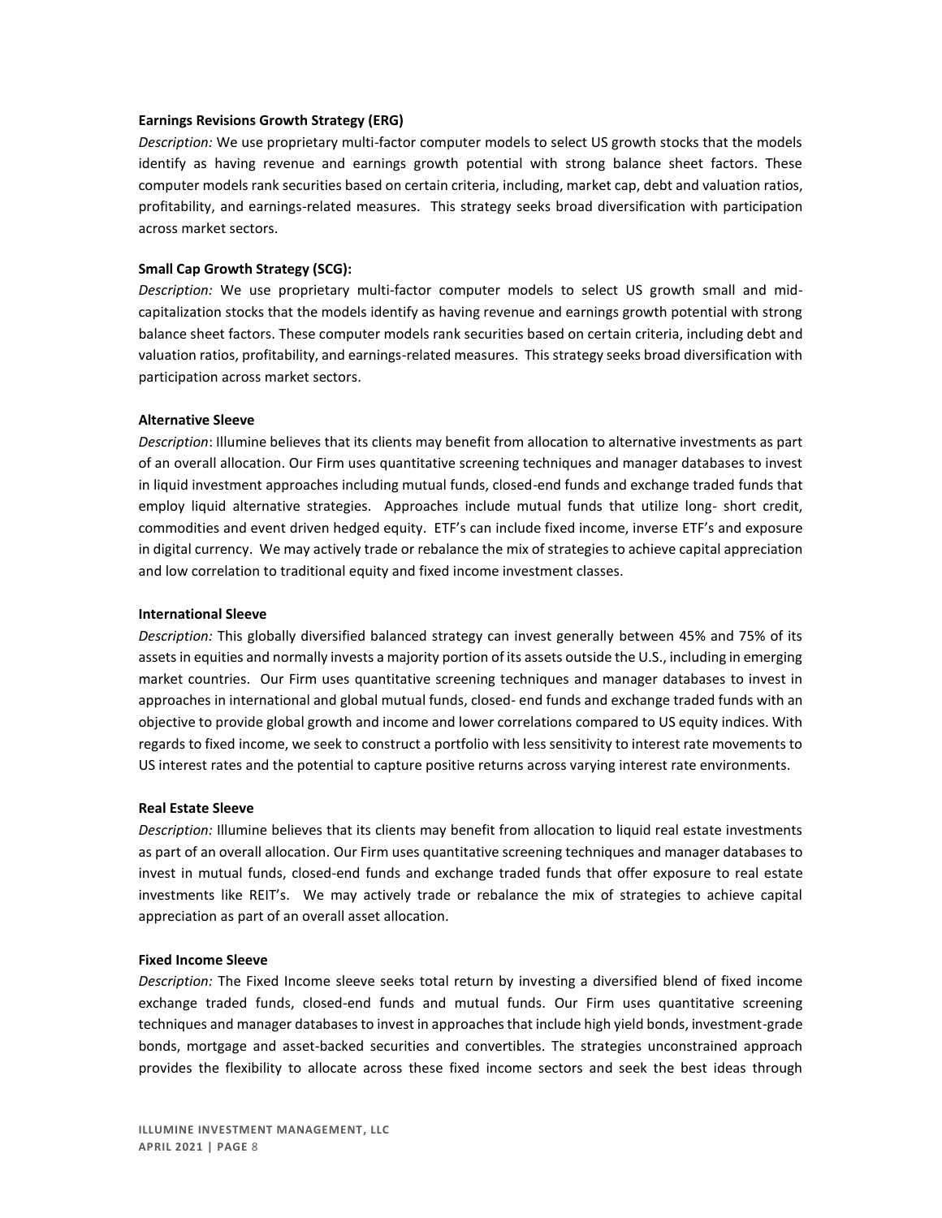**Earnings Revisions Growth Strategy (ERG)**

*Description:* We use proprietary multi-factor computer models to select US growth stocks that the models identify as having revenue and earnings growth potential with strong balance sheet factors. These computer models rank securities based on certain criteria, including, market cap, debt and valuation ratios, profitability, and earnings-related measures. This strategy seeks broad diversification with participation across market sectors.

**Small Cap Growth Strategy (SCG):**

*Description:* We use proprietary multi-factor computer models to select US growth small and mid-capitalization stocks that the models identify as having revenue and earnings growth potential with strong balance sheet factors. These computer models rank securities based on certain criteria, including debt and valuation ratios, profitability, and earnings-related measures. This strategy seeks broad diversification with participation across market sectors.

**Alternative Sleeve**

*Description*: Illumine believes that its clients may benefit from allocation to alternative investments as part of an overall allocation. Our Firm uses quantitative screening techniques and manager databases to invest in liquid investment approaches including mutual funds, closed-end funds and exchange traded funds that employ liquid alternative strategies. Approaches include mutual funds that utilize long- short credit, commodities and event driven hedged equity. ETF's can include fixed income, inverse ETF's and exposure in digital currency. We may actively trade or rebalance the mix of strategies to achieve capital appreciation and low correlation to traditional equity and fixed income investment classes.

**International Sleeve**

*Description:* This globally diversified balanced strategy can invest generally between 45% and 75% of its assets in equities and normally invests a majority portion of its assets outside the U.S., including in emerging market countries. Our Firm uses quantitative screening techniques and manager databases to invest in approaches in international and global mutual funds, closed- end funds and exchange traded funds with an objective to provide global growth and income and lower correlations compared to US equity indices. With regards to fixed income, we seek to construct a portfolio with less sensitivity to interest rate movements to US interest rates and the potential to capture positive returns across varying interest rate environments.

**Real Estate Sleeve**

*Description:* Illumine believes that its clients may benefit from allocation to liquid real estate investments as part of an overall allocation. Our Firm uses quantitative screening techniques and manager databases to invest in mutual funds, closed-end funds and exchange traded funds that offer exposure to real estate investments like REIT's. We may actively trade or rebalance the mix of strategies to achieve capital appreciation as part of an overall asset allocation.

**Fixed Income Sleeve**

*Description:* The Fixed Income sleeve seeks total return by investing a diversified blend of fixed income exchange traded funds, closed-end funds and mutual funds. Our Firm uses quantitative screening techniques and manager databases to invest in approaches that include high yield bonds, investment-grade bonds, mortgage and asset-backed securities and convertibles. The strategies unconstrained approach provides the flexibility to allocate across these fixed income sectors and seek the best ideas through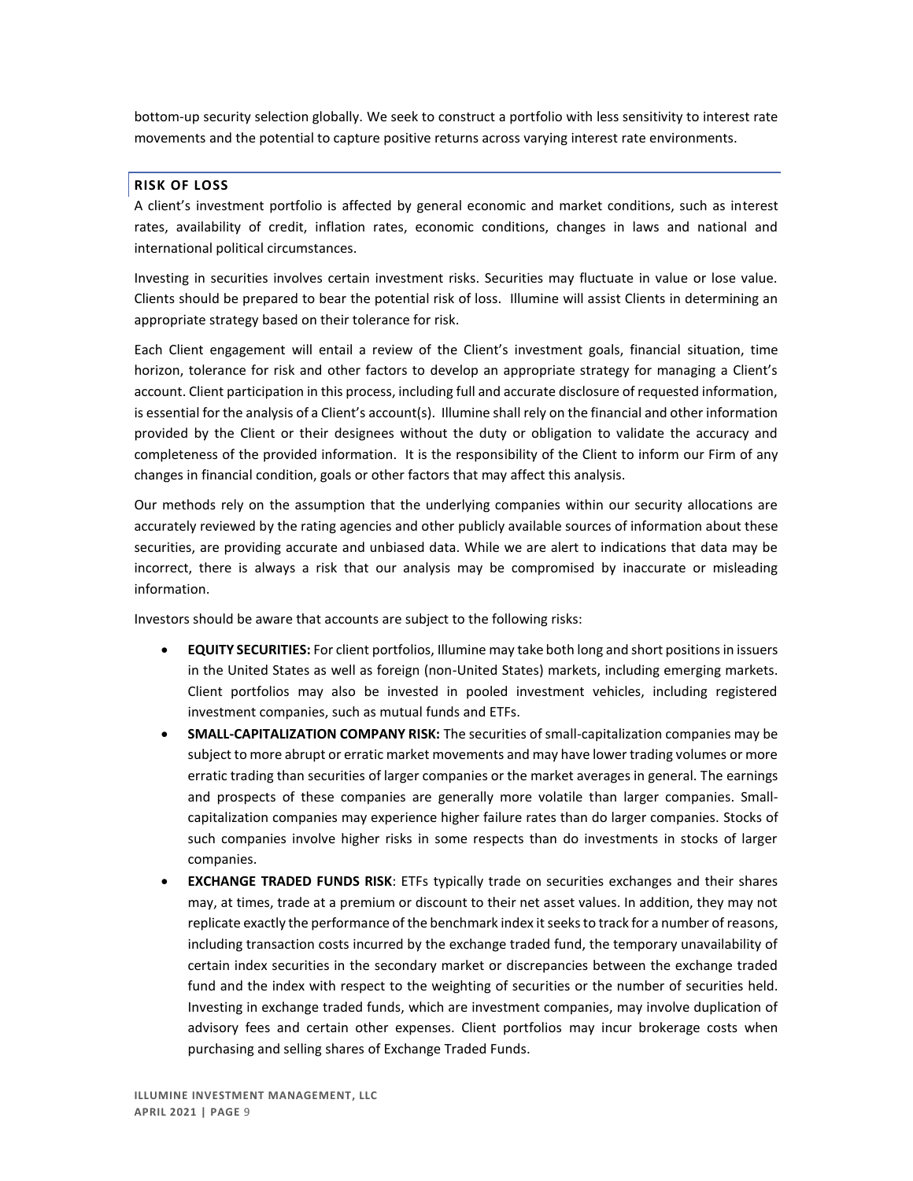bottom-up security selection globally. We seek to construct a portfolio with less sensitivity to interest rate movements and the potential to capture positive returns across varying interest rate environments.

### RISK OF LOSS

A client's investment portfolio is affected by general economic and market conditions, such as interest rates, availability of credit, inflation rates, economic conditions, changes in laws and national and international political circumstances.

Investing in securities involves certain investment risks. Securities may fluctuate in value or lose value. Clients should be prepared to bear the potential risk of loss. Illumine will assist Clients in determining an appropriate strategy based on their tolerance for risk.

Each Client engagement will entail a review of the Client's investment goals, financial situation, time horizon, tolerance for risk and other factors to develop an appropriate strategy for managing a Client's account. Client participation in this process, including full and accurate disclosure of requested information, is essential for the analysis of a Client's account(s). Illumine shall rely on the financial and other information provided by the Client or their designees without the duty or obligation to validate the accuracy and completeness of the provided information. It is the responsibility of the Client to inform our Firm of any changes in financial condition, goals or other factors that may affect this analysis.

Our methods rely on the assumption that the underlying companies within our security allocations are accurately reviewed by the rating agencies and other publicly available sources of information about these securities, are providing accurate and unbiased data. While we are alert to indications that data may be incorrect, there is always a risk that our analysis may be compromised by inaccurate or misleading information.

Investors should be aware that accounts are subject to the following risks:

- **EQUITY SECURITIES:** For client portfolios, Illumine may take both long and short positions in issuers in the United States as well as foreign (non-United States) markets, including emerging markets. Client portfolios may also be invested in pooled investment vehicles, including registered investment companies, such as mutual funds and ETFs.
- **SMALL-CAPITALIZATION COMPANY RISK:** The securities of small-capitalization companies may be subject to more abrupt or erratic market movements and may have lower trading volumes or more erratic trading than securities of larger companies or the market averages in general. The earnings and prospects of these companies are generally more volatile than larger companies. Small-capitalization companies may experience higher failure rates than do larger companies. Stocks of such companies involve higher risks in some respects than do investments in stocks of larger companies.
- **EXCHANGE TRADED FUNDS RISK**: ETFs typically trade on securities exchanges and their shares may, at times, trade at a premium or discount to their net asset values. In addition, they may not replicate exactly the performance of the benchmark index it seeks to track for a number of reasons, including transaction costs incurred by the exchange traded fund, the temporary unavailability of certain index securities in the secondary market or discrepancies between the exchange traded fund and the index with respect to the weighting of securities or the number of securities held. Investing in exchange traded funds, which are investment companies, may involve duplication of advisory fees and certain other expenses. Client portfolios may incur brokerage costs when purchasing and selling shares of Exchange Traded Funds.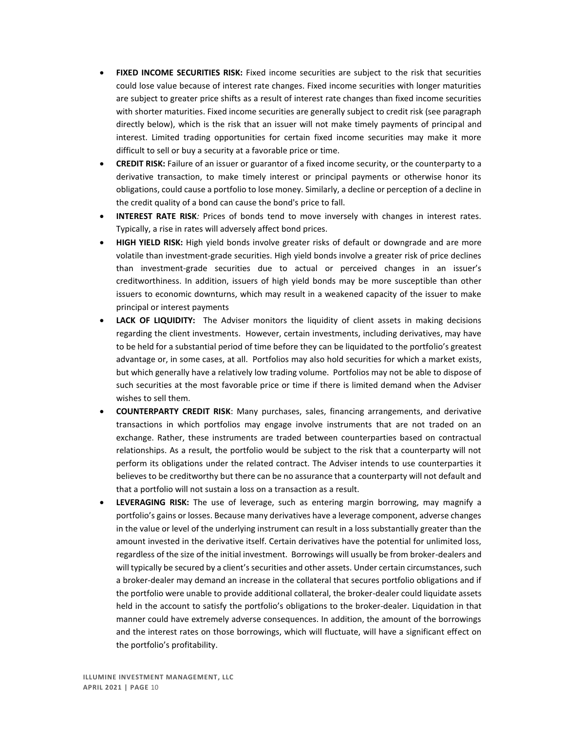- **FIXED INCOME SECURITIES RISK:** Fixed income securities are subject to the risk that securities could lose value because of interest rate changes. Fixed income securities with longer maturities are subject to greater price shifts as a result of interest rate changes than fixed income securities with shorter maturities. Fixed income securities are generally subject to credit risk (see paragraph directly below), which is the risk that an issuer will not make timely payments of principal and interest. Limited trading opportunities for certain fixed income securities may make it more difficult to sell or buy a security at a favorable price or time.
- **CREDIT RISK:** Failure of an issuer or guarantor of a fixed income security, or the counterparty to a derivative transaction, to make timely interest or principal payments or otherwise honor its obligations, could cause a portfolio to lose money. Similarly, a decline or perception of a decline in the credit quality of a bond can cause the bond's price to fall.
- **INTEREST RATE RISK***:* Prices of bonds tend to move inversely with changes in interest rates. Typically, a rise in rates will adversely affect bond prices.
- **HIGH YIELD RISK:** High yield bonds involve greater risks of default or downgrade and are more volatile than investment-grade securities. High yield bonds involve a greater risk of price declines than investment-grade securities due to actual or perceived changes in an issuer's creditworthiness. In addition, issuers of high yield bonds may be more susceptible than other issuers to economic downturns, which may result in a weakened capacity of the issuer to make principal or interest payments
- **LACK OF LIQUIDITY:** The Adviser monitors the liquidity of client assets in making decisions regarding the client investments. However, certain investments, including derivatives, may have to be held for a substantial period of time before they can be liquidated to the portfolio's greatest advantage or, in some cases, at all. Portfolios may also hold securities for which a market exists, but which generally have a relatively low trading volume. Portfolios may not be able to dispose of such securities at the most favorable price or time if there is limited demand when the Adviser wishes to sell them.
- **COUNTERPARTY CREDIT RISK**: Many purchases, sales, financing arrangements, and derivative transactions in which portfolios may engage involve instruments that are not traded on an exchange. Rather, these instruments are traded between counterparties based on contractual relationships. As a result, the portfolio would be subject to the risk that a counterparty will not perform its obligations under the related contract. The Adviser intends to use counterparties it believes to be creditworthy but there can be no assurance that a counterparty will not default and that a portfolio will not sustain a loss on a transaction as a result.
- **LEVERAGING RISK:** The use of leverage, such as entering margin borrowing, may magnify a portfolio's gains or losses. Because many derivatives have a leverage component, adverse changes in the value or level of the underlying instrument can result in a loss substantially greater than the amount invested in the derivative itself. Certain derivatives have the potential for unlimited loss, regardless of the size of the initial investment. Borrowings will usually be from broker-dealers and will typically be secured by a client's securities and other assets. Under certain circumstances, such a broker-dealer may demand an increase in the collateral that secures portfolio obligations and if the portfolio were unable to provide additional collateral, the broker-dealer could liquidate assets held in the account to satisfy the portfolio's obligations to the broker-dealer. Liquidation in that manner could have extremely adverse consequences. In addition, the amount of the borrowings and the interest rates on those borrowings, which will fluctuate, will have a significant effect on the portfolio's profitability.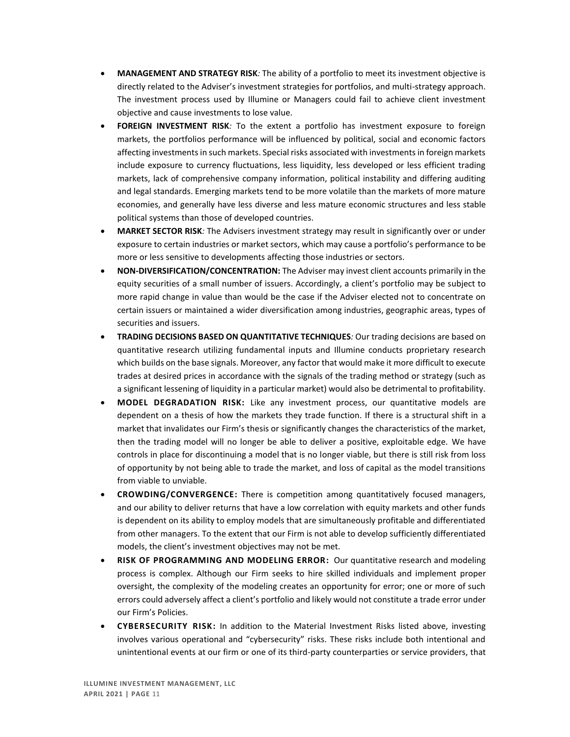- **MANAGEMENT AND STRATEGY RISK***:* The ability of a portfolio to meet its investment objective is directly related to the Adviser's investment strategies for portfolios, and multi-strategy approach. The investment process used by Illumine or Managers could fail to achieve client investment objective and cause investments to lose value.
- **FOREIGN INVESTMENT RISK***:* To the extent a portfolio has investment exposure to foreign markets, the portfolios performance will be influenced by political, social and economic factors affecting investments in such markets. Special risks associated with investments in foreign markets include exposure to currency fluctuations, less liquidity, less developed or less efficient trading markets, lack of comprehensive company information, political instability and differing auditing and legal standards. Emerging markets tend to be more volatile than the markets of more mature economies, and generally have less diverse and less mature economic structures and less stable political systems than those of developed countries.
- **MARKET SECTOR RISK***:* The Advisers investment strategy may result in significantly over or under exposure to certain industries or market sectors, which may cause a portfolio's performance to be more or less sensitive to developments affecting those industries or sectors.
- **NON-DIVERSIFICATION/CONCENTRATION:** The Adviser may invest client accounts primarily in the equity securities of a small number of issuers. Accordingly, a client's portfolio may be subject to more rapid change in value than would be the case if the Adviser elected not to concentrate on certain issuers or maintained a wider diversification among industries, geographic areas, types of securities and issuers.
- **TRADING DECISIONS BASED ON QUANTITATIVE TECHNIQUES***:* Our trading decisions are based on quantitative research utilizing fundamental inputs and Illumine conducts proprietary research which builds on the base signals. Moreover, any factor that would make it more difficult to execute trades at desired prices in accordance with the signals of the trading method or strategy (such as a significant lessening of liquidity in a particular market) would also be detrimental to profitability.
- **MODEL DEGRADATION RISK:** Like any investment process, our quantitative models are dependent on a thesis of how the markets they trade function. If there is a structural shift in a market that invalidates our Firm's thesis or significantly changes the characteristics of the market, then the trading model will no longer be able to deliver a positive, exploitable edge. We have controls in place for discontinuing a model that is no longer viable, but there is still risk from loss of opportunity by not being able to trade the market, and loss of capital as the model transitions from viable to unviable.
- **CROWDING/CONVERGENCE:** There is competition among quantitatively focused managers, and our ability to deliver returns that have a low correlation with equity markets and other funds is dependent on its ability to employ models that are simultaneously profitable and differentiated from other managers. To the extent that our Firm is not able to develop sufficiently differentiated models, the client's investment objectives may not be met.
- **RISK OF PROGRAMMING AND MODELING ERROR:** Our quantitative research and modeling process is complex. Although our Firm seeks to hire skilled individuals and implement proper oversight, the complexity of the modeling creates an opportunity for error; one or more of such errors could adversely affect a client's portfolio and likely would not constitute a trade error under our Firm's Policies.
- **CYBERSECURITY RISK:** In addition to the Material Investment Risks listed above, investing involves various operational and "cybersecurity" risks. These risks include both intentional and unintentional events at our firm or one of its third-party counterparties or service providers, that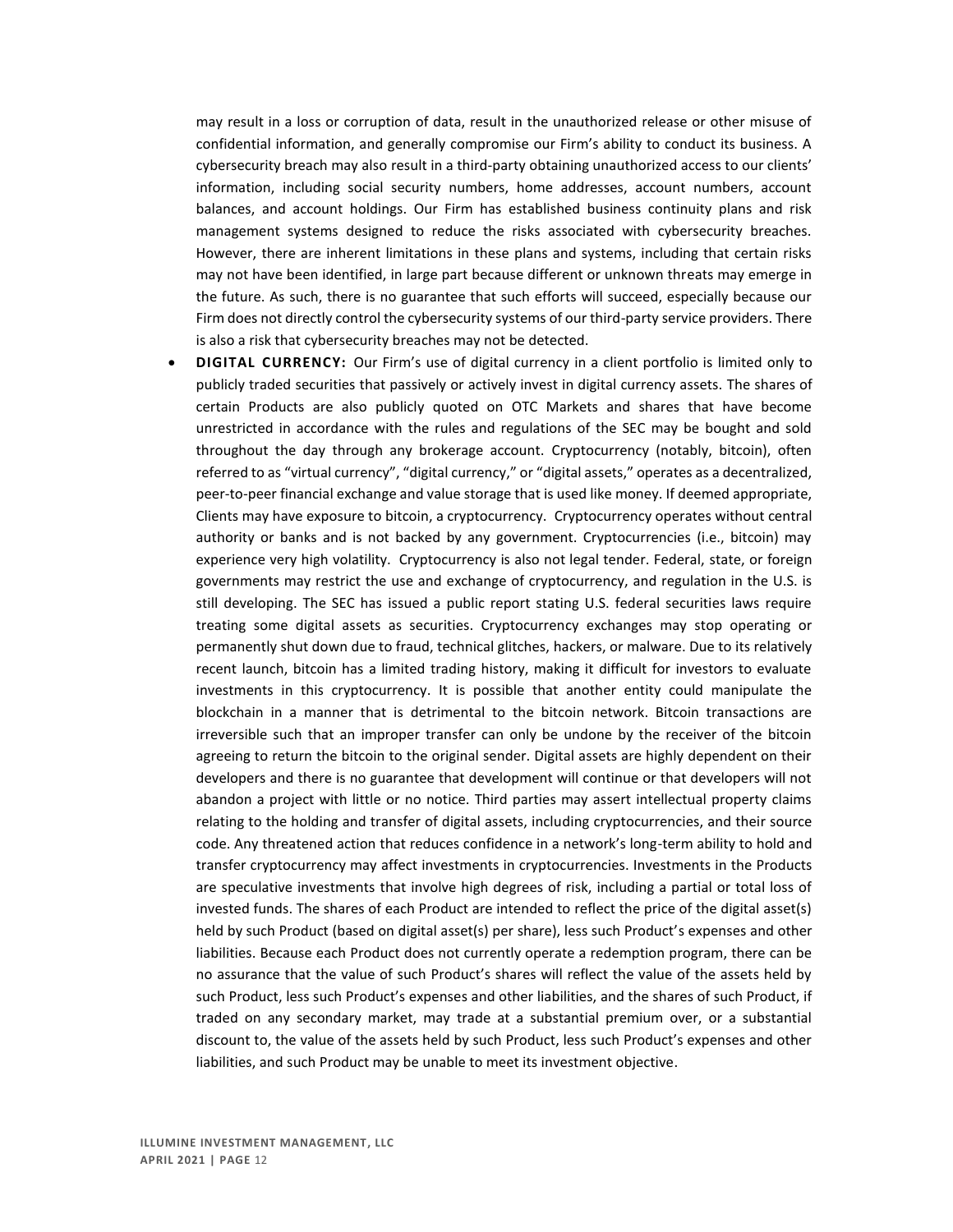may result in a loss or corruption of data, result in the unauthorized release or other misuse of confidential information, and generally compromise our Firm's ability to conduct its business. A cybersecurity breach may also result in a third-party obtaining unauthorized access to our clients' information, including social security numbers, home addresses, account numbers, account balances, and account holdings. Our Firm has established business continuity plans and risk management systems designed to reduce the risks associated with cybersecurity breaches. However, there are inherent limitations in these plans and systems, including that certain risks may not have been identified, in large part because different or unknown threats may emerge in the future. As such, there is no guarantee that such efforts will succeed, especially because our Firm does not directly control the cybersecurity systems of our third-party service providers. There is also a risk that cybersecurity breaches may not be detected.

- **DIGITAL CURRENCY:** Our Firm's use of digital currency in a client portfolio is limited only to publicly traded securities that passively or actively invest in digital currency assets. The shares of certain Products are also publicly quoted on OTC Markets and shares that have become unrestricted in accordance with the rules and regulations of the SEC may be bought and sold throughout the day through any brokerage account. Cryptocurrency (notably, bitcoin), often referred to as "virtual currency", "digital currency," or "digital assets," operates as a decentralized, peer-to-peer financial exchange and value storage that is used like money. If deemed appropriate, Clients may have exposure to bitcoin, a cryptocurrency. Cryptocurrency operates without central authority or banks and is not backed by any government. Cryptocurrencies (i.e., bitcoin) may experience very high volatility. Cryptocurrency is also not legal tender. Federal, state, or foreign governments may restrict the use and exchange of cryptocurrency, and regulation in the U.S. is still developing. The SEC has issued a public report stating U.S. federal securities laws require treating some digital assets as securities. Cryptocurrency exchanges may stop operating or permanently shut down due to fraud, technical glitches, hackers, or malware. Due to its relatively recent launch, bitcoin has a limited trading history, making it difficult for investors to evaluate investments in this cryptocurrency. It is possible that another entity could manipulate the blockchain in a manner that is detrimental to the bitcoin network. Bitcoin transactions are irreversible such that an improper transfer can only be undone by the receiver of the bitcoin agreeing to return the bitcoin to the original sender. Digital assets are highly dependent on their developers and there is no guarantee that development will continue or that developers will not abandon a project with little or no notice. Third parties may assert intellectual property claims relating to the holding and transfer of digital assets, including cryptocurrencies, and their source code. Any threatened action that reduces confidence in a network's long-term ability to hold and transfer cryptocurrency may affect investments in cryptocurrencies. Investments in the Products are speculative investments that involve high degrees of risk, including a partial or total loss of invested funds. The shares of each Product are intended to reflect the price of the digital asset(s) held by such Product (based on digital asset(s) per share), less such Product's expenses and other liabilities. Because each Product does not currently operate a redemption program, there can be no assurance that the value of such Product's shares will reflect the value of the assets held by such Product, less such Product's expenses and other liabilities, and the shares of such Product, if traded on any secondary market, may trade at a substantial premium over, or a substantial discount to, the value of the assets held by such Product, less such Product's expenses and other liabilities, and such Product may be unable to meet its investment objective.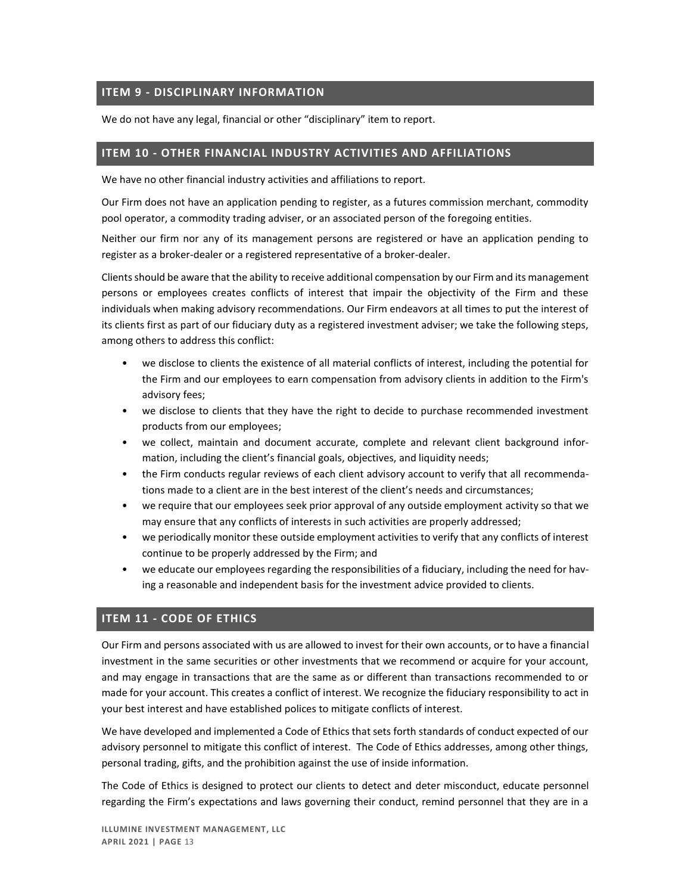## ITEM 9 - DISCIPLINARY INFORMATION

We do not have any legal, financial or other "disciplinary" item to report.

## ITEM 10 - OTHER FINANCIAL INDUSTRY ACTIVITIES AND AFFILIATIONS

We have no other financial industry activities and affiliations to report.

Our Firm does not have an application pending to register, as a futures commission merchant, commodity pool operator, a commodity trading adviser, or an associated person of the foregoing entities.

Neither our firm nor any of its management persons are registered or have an application pending to register as a broker-dealer or a registered representative of a broker-dealer.

Clients should be aware that the ability to receive additional compensation by our Firm and its management persons or employees creates conflicts of interest that impair the objectivity of the Firm and these individuals when making advisory recommendations. Our Firm endeavors at all times to put the interest of its clients first as part of our fiduciary duty as a registered investment adviser; we take the following steps, among others to address this conflict:

- we disclose to clients the existence of all material conflicts of interest, including the potential for the Firm and our employees to earn compensation from advisory clients in addition to the Firm's advisory fees;
- we disclose to clients that they have the right to decide to purchase recommended investment products from our employees;
- we collect, maintain and document accurate, complete and relevant client background information, including the client's financial goals, objectives, and liquidity needs;
- the Firm conducts regular reviews of each client advisory account to verify that all recommendations made to a client are in the best interest of the client's needs and circumstances;
- we require that our employees seek prior approval of any outside employment activity so that we may ensure that any conflicts of interests in such activities are properly addressed;
- we periodically monitor these outside employment activities to verify that any conflicts of interest continue to be properly addressed by the Firm; and
- we educate our employees regarding the responsibilities of a fiduciary, including the need for having a reasonable and independent basis for the investment advice provided to clients.

## ITEM 11 - CODE OF ETHICS

Our Firm and persons associated with us are allowed to invest for their own accounts, or to have a financial investment in the same securities or other investments that we recommend or acquire for your account, and may engage in transactions that are the same as or different than transactions recommended to or made for your account. This creates a conflict of interest. We recognize the fiduciary responsibility to act in your best interest and have established polices to mitigate conflicts of interest.

We have developed and implemented a Code of Ethics that sets forth standards of conduct expected of our advisory personnel to mitigate this conflict of interest. The Code of Ethics addresses, among other things, personal trading, gifts, and the prohibition against the use of inside information.

The Code of Ethics is designed to protect our clients to detect and deter misconduct, educate personnel regarding the Firm's expectations and laws governing their conduct, remind personnel that they are in a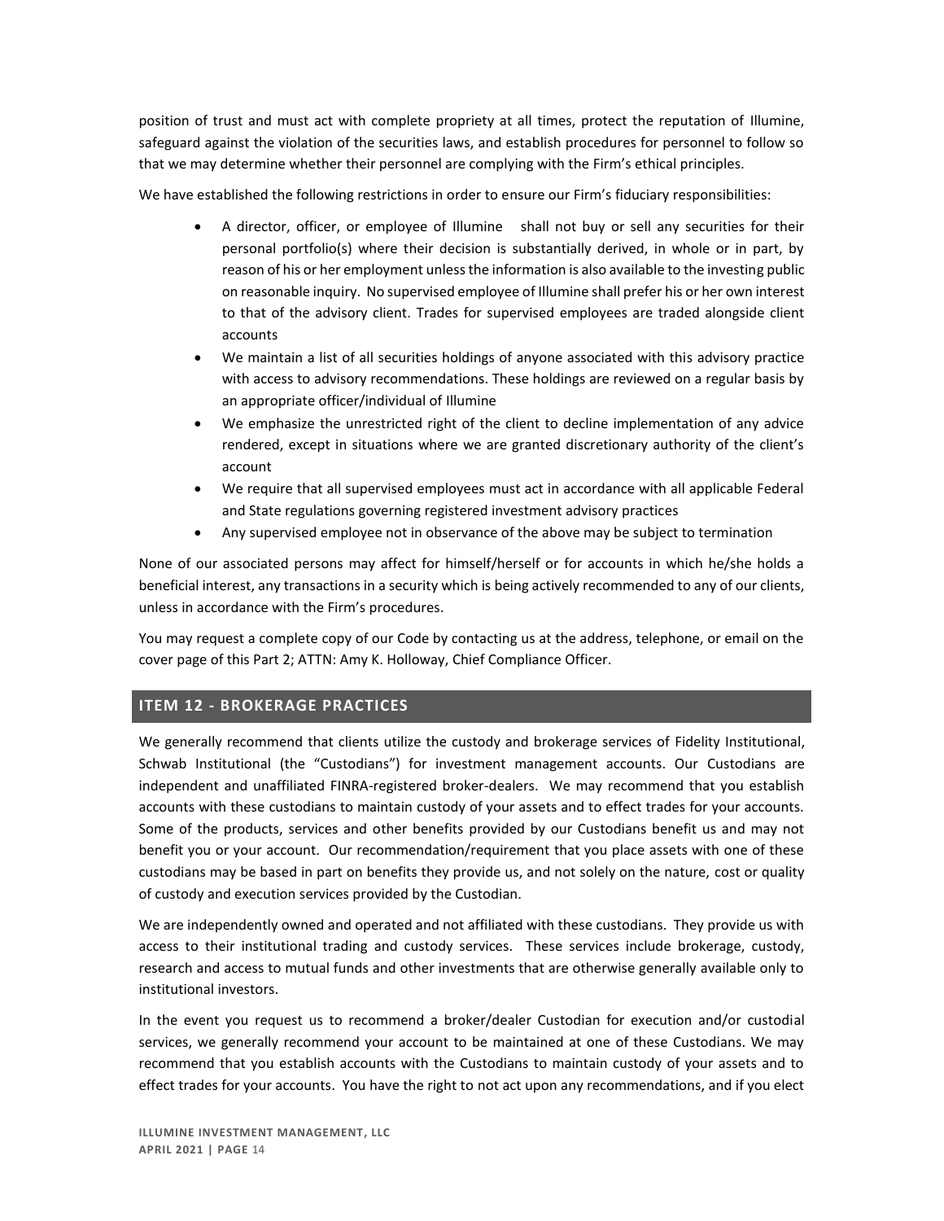position of trust and must act with complete propriety at all times, protect the reputation of Illumine, safeguard against the violation of the securities laws, and establish procedures for personnel to follow so that we may determine whether their personnel are complying with the Firm's ethical principles.

We have established the following restrictions in order to ensure our Firm's fiduciary responsibilities:

- A director, officer, or employee of Illumine shall not buy or sell any securities for their personal portfolio(s) where their decision is substantially derived, in whole or in part, by reason of his or her employment unless the information is also available to the investing public on reasonable inquiry. No supervised employee of Illumine shall prefer his or her own interest to that of the advisory client. Trades for supervised employees are traded alongside client accounts
- We maintain a list of all securities holdings of anyone associated with this advisory practice with access to advisory recommendations. These holdings are reviewed on a regular basis by an appropriate officer/individual of Illumine
- We emphasize the unrestricted right of the client to decline implementation of any advice rendered, except in situations where we are granted discretionary authority of the client's account
- We require that all supervised employees must act in accordance with all applicable Federal and State regulations governing registered investment advisory practices
- Any supervised employee not in observance of the above may be subject to termination

None of our associated persons may affect for himself/herself or for accounts in which he/she holds a beneficial interest, any transactions in a security which is being actively recommended to any of our clients, unless in accordance with the Firm's procedures.

You may request a complete copy of our Code by contacting us at the address, telephone, or email on the cover page of this Part 2; ATTN: Amy K. Holloway, Chief Compliance Officer.

## ITEM 12 - BROKERAGE PRACTICES

We generally recommend that clients utilize the custody and brokerage services of Fidelity Institutional, Schwab Institutional (the "Custodians") for investment management accounts. Our Custodians are independent and unaffiliated FINRA-registered broker-dealers. We may recommend that you establish accounts with these custodians to maintain custody of your assets and to effect trades for your accounts. Some of the products, services and other benefits provided by our Custodians benefit us and may not benefit you or your account. Our recommendation/requirement that you place assets with one of these custodians may be based in part on benefits they provide us, and not solely on the nature, cost or quality of custody and execution services provided by the Custodian.

We are independently owned and operated and not affiliated with these custodians. They provide us with access to their institutional trading and custody services. These services include brokerage, custody, research and access to mutual funds and other investments that are otherwise generally available only to institutional investors.

In the event you request us to recommend a broker/dealer Custodian for execution and/or custodial services, we generally recommend your account to be maintained at one of these Custodians. We may recommend that you establish accounts with the Custodians to maintain custody of your assets and to effect trades for your accounts. You have the right to not act upon any recommendations, and if you elect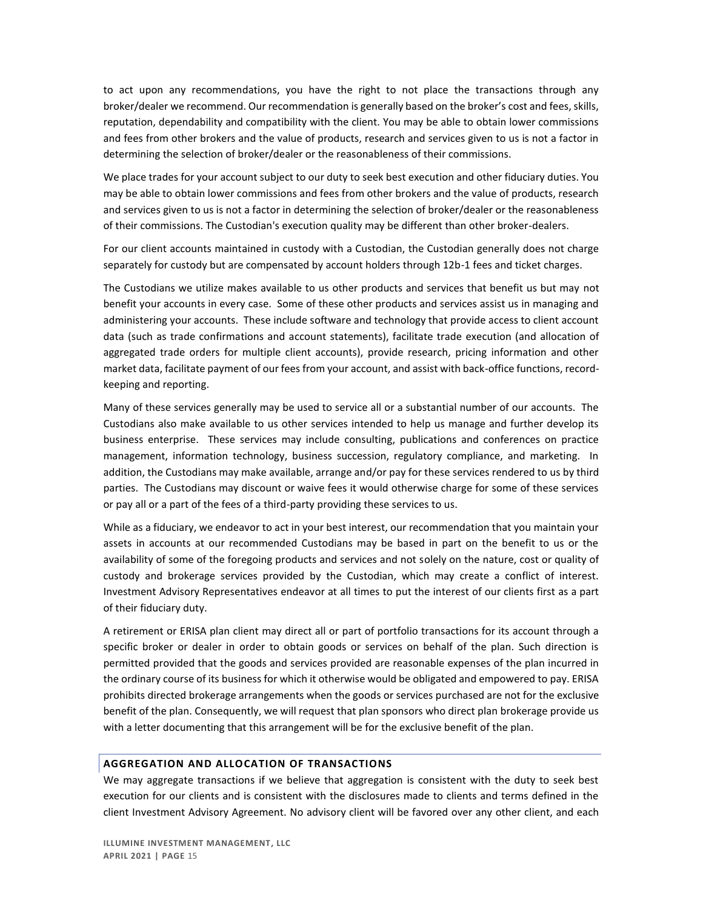to act upon any recommendations, you have the right to not place the transactions through any broker/dealer we recommend. Our recommendation is generally based on the broker's cost and fees, skills, reputation, dependability and compatibility with the client. You may be able to obtain lower commissions and fees from other brokers and the value of products, research and services given to us is not a factor in determining the selection of broker/dealer or the reasonableness of their commissions.

We place trades for your account subject to our duty to seek best execution and other fiduciary duties. You may be able to obtain lower commissions and fees from other brokers and the value of products, research and services given to us is not a factor in determining the selection of broker/dealer or the reasonableness of their commissions. The Custodian's execution quality may be different than other broker-dealers.

For our client accounts maintained in custody with a Custodian, the Custodian generally does not charge separately for custody but are compensated by account holders through 12b-1 fees and ticket charges.

The Custodians we utilize makes available to us other products and services that benefit us but may not benefit your accounts in every case. Some of these other products and services assist us in managing and administering your accounts. These include software and technology that provide access to client account data (such as trade confirmations and account statements), facilitate trade execution (and allocation of aggregated trade orders for multiple client accounts), provide research, pricing information and other market data, facilitate payment of our fees from your account, and assist with back-office functions, record-keeping and reporting.

Many of these services generally may be used to service all or a substantial number of our accounts. The Custodians also make available to us other services intended to help us manage and further develop its business enterprise. These services may include consulting, publications and conferences on practice management, information technology, business succession, regulatory compliance, and marketing. In addition, the Custodians may make available, arrange and/or pay for these services rendered to us by third parties. The Custodians may discount or waive fees it would otherwise charge for some of these services or pay all or a part of the fees of a third-party providing these services to us.

While as a fiduciary, we endeavor to act in your best interest, our recommendation that you maintain your assets in accounts at our recommended Custodians may be based in part on the benefit to us or the availability of some of the foregoing products and services and not solely on the nature, cost or quality of custody and brokerage services provided by the Custodian, which may create a conflict of interest. Investment Advisory Representatives endeavor at all times to put the interest of our clients first as a part of their fiduciary duty.

A retirement or ERISA plan client may direct all or part of portfolio transactions for its account through a specific broker or dealer in order to obtain goods or services on behalf of the plan. Such direction is permitted provided that the goods and services provided are reasonable expenses of the plan incurred in the ordinary course of its business for which it otherwise would be obligated and empowered to pay. ERISA prohibits directed brokerage arrangements when the goods or services purchased are not for the exclusive benefit of the plan. Consequently, we will request that plan sponsors who direct plan brokerage provide us with a letter documenting that this arrangement will be for the exclusive benefit of the plan.

## AGGREGATION AND ALLOCATION OF TRANSACTIONS

We may aggregate transactions if we believe that aggregation is consistent with the duty to seek best execution for our clients and is consistent with the disclosures made to clients and terms defined in the client Investment Advisory Agreement. No advisory client will be favored over any other client, and each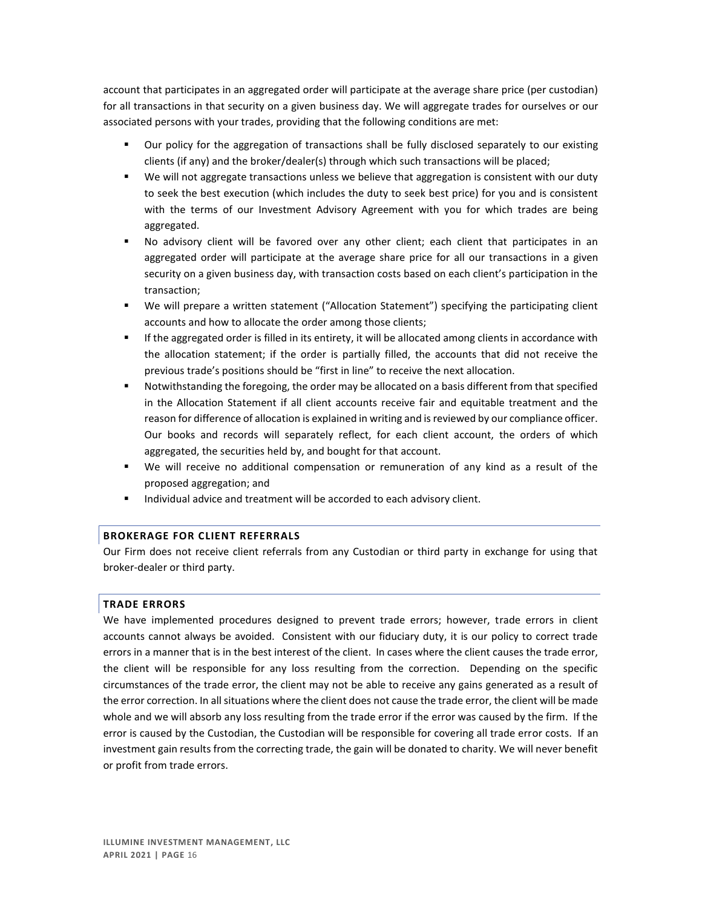account that participates in an aggregated order will participate at the average share price (per custodian) for all transactions in that security on a given business day. We will aggregate trades for ourselves or our associated persons with your trades, providing that the following conditions are met:

- Our policy for the aggregation of transactions shall be fully disclosed separately to our existing clients (if any) and the broker/dealer(s) through which such transactions will be placed;
- We will not aggregate transactions unless we believe that aggregation is consistent with our duty to seek the best execution (which includes the duty to seek best price) for you and is consistent with the terms of our Investment Advisory Agreement with you for which trades are being aggregated.
- No advisory client will be favored over any other client; each client that participates in an aggregated order will participate at the average share price for all our transactions in a given security on a given business day, with transaction costs based on each client's participation in the transaction;
- We will prepare a written statement ("Allocation Statement") specifying the participating client accounts and how to allocate the order among those clients;
- If the aggregated order is filled in its entirety, it will be allocated among clients in accordance with the allocation statement; if the order is partially filled, the accounts that did not receive the previous trade's positions should be "first in line" to receive the next allocation.
- Notwithstanding the foregoing, the order may be allocated on a basis different from that specified in the Allocation Statement if all client accounts receive fair and equitable treatment and the reason for difference of allocation is explained in writing and is reviewed by our compliance officer. Our books and records will separately reflect, for each client account, the orders of which aggregated, the securities held by, and bought for that account.
- We will receive no additional compensation or remuneration of any kind as a result of the proposed aggregation; and
- Individual advice and treatment will be accorded to each advisory client.

## BROKERAGE FOR CLIENT REFERRALS

Our Firm does not receive client referrals from any Custodian or third party in exchange for using that broker-dealer or third party.

## TRADE ERRORS

We have implemented procedures designed to prevent trade errors; however, trade errors in client accounts cannot always be avoided. Consistent with our fiduciary duty, it is our policy to correct trade errors in a manner that is in the best interest of the client. In cases where the client causes the trade error, the client will be responsible for any loss resulting from the correction. Depending on the specific circumstances of the trade error, the client may not be able to receive any gains generated as a result of the error correction. In all situations where the client does not cause the trade error, the client will be made whole and we will absorb any loss resulting from the trade error if the error was caused by the firm. If the error is caused by the Custodian, the Custodian will be responsible for covering all trade error costs. If an investment gain results from the correcting trade, the gain will be donated to charity. We will never benefit or profit from trade errors.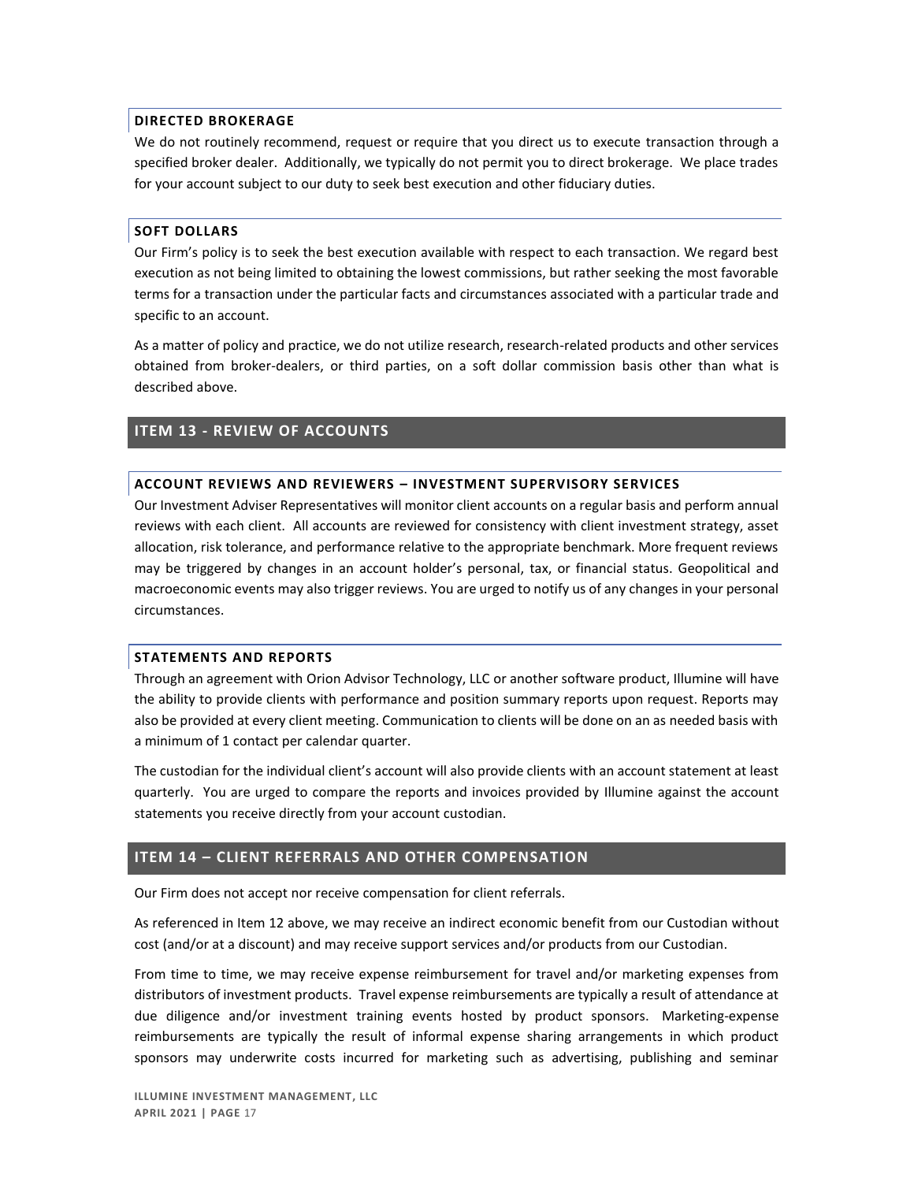### DIRECTED BROKERAGE

We do not routinely recommend, request or require that you direct us to execute transaction through a specified broker dealer. Additionally, we typically do not permit you to direct brokerage. We place trades for your account subject to our duty to seek best execution and other fiduciary duties.

### SOFT DOLLARS

Our Firm's policy is to seek the best execution available with respect to each transaction. We regard best execution as not being limited to obtaining the lowest commissions, but rather seeking the most favorable terms for a transaction under the particular facts and circumstances associated with a particular trade and specific to an account.

As a matter of policy and practice, we do not utilize research, research-related products and other services obtained from broker-dealers, or third parties, on a soft dollar commission basis other than what is described above.

## ITEM 13 - REVIEW OF ACCOUNTS

### ACCOUNT REVIEWS AND REVIEWERS – INVESTMENT SUPERVISORY SERVICES

Our Investment Adviser Representatives will monitor client accounts on a regular basis and perform annual reviews with each client. All accounts are reviewed for consistency with client investment strategy, asset allocation, risk tolerance, and performance relative to the appropriate benchmark. More frequent reviews may be triggered by changes in an account holder's personal, tax, or financial status. Geopolitical and macroeconomic events may also trigger reviews. You are urged to notify us of any changes in your personal circumstances.

### STATEMENTS AND REPORTS

Through an agreement with Orion Advisor Technology, LLC or another software product, Illumine will have the ability to provide clients with performance and position summary reports upon request. Reports may also be provided at every client meeting. Communication to clients will be done on an as needed basis with a minimum of 1 contact per calendar quarter.

The custodian for the individual client's account will also provide clients with an account statement at least quarterly. You are urged to compare the reports and invoices provided by Illumine against the account statements you receive directly from your account custodian.

## ITEM 14 – CLIENT REFERRALS AND OTHER COMPENSATION

Our Firm does not accept nor receive compensation for client referrals.

As referenced in Item 12 above, we may receive an indirect economic benefit from our Custodian without cost (and/or at a discount) and may receive support services and/or products from our Custodian.

From time to time, we may receive expense reimbursement for travel and/or marketing expenses from distributors of investment products. Travel expense reimbursements are typically a result of attendance at due diligence and/or investment training events hosted by product sponsors. Marketing-expense reimbursements are typically the result of informal expense sharing arrangements in which product sponsors may underwrite costs incurred for marketing such as advertising, publishing and seminar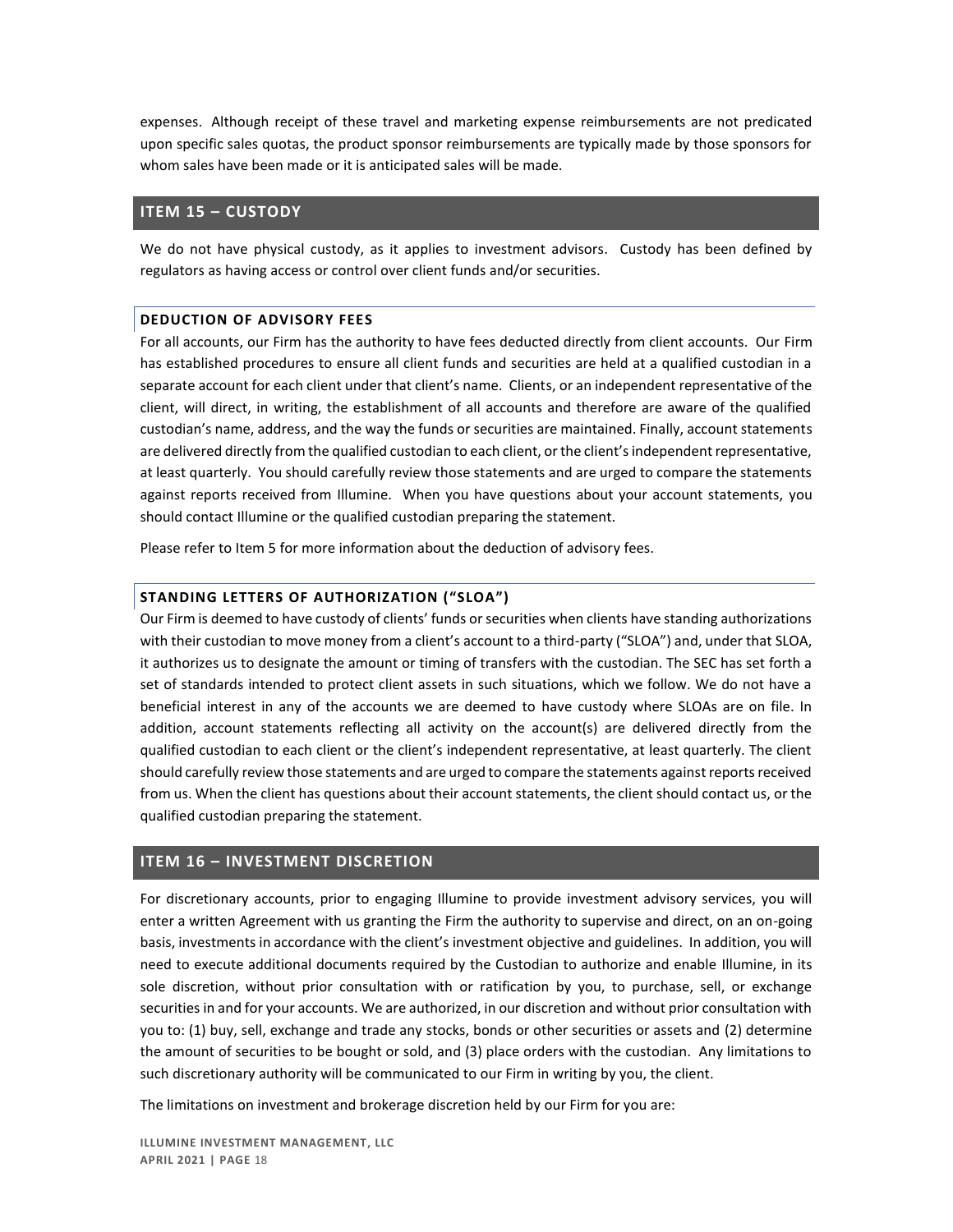expenses. Although receipt of these travel and marketing expense reimbursements are not predicated upon specific sales quotas, the product sponsor reimbursements are typically made by those sponsors for whom sales have been made or it is anticipated sales will be made.

## ITEM 15 – CUSTODY

We do not have physical custody, as it applies to investment advisors. Custody has been defined by regulators as having access or control over client funds and/or securities.

### DEDUCTION OF ADVISORY FEES

For all accounts, our Firm has the authority to have fees deducted directly from client accounts. Our Firm has established procedures to ensure all client funds and securities are held at a qualified custodian in a separate account for each client under that client's name. Clients, or an independent representative of the client, will direct, in writing, the establishment of all accounts and therefore are aware of the qualified custodian's name, address, and the way the funds or securities are maintained. Finally, account statements are delivered directly from the qualified custodian to each client, or the client's independent representative, at least quarterly. You should carefully review those statements and are urged to compare the statements against reports received from Illumine. When you have questions about your account statements, you should contact Illumine or the qualified custodian preparing the statement.

Please refer to Item 5 for more information about the deduction of advisory fees.

### STANDING LETTERS OF AUTHORIZATION ("SLOA")

Our Firm is deemed to have custody of clients' funds or securities when clients have standing authorizations with their custodian to move money from a client's account to a third-party ("SLOA") and, under that SLOA, it authorizes us to designate the amount or timing of transfers with the custodian. The SEC has set forth a set of standards intended to protect client assets in such situations, which we follow. We do not have a beneficial interest in any of the accounts we are deemed to have custody where SLOAs are on file. In addition, account statements reflecting all activity on the account(s) are delivered directly from the qualified custodian to each client or the client's independent representative, at least quarterly. The client should carefully review those statements and are urged to compare the statements against reports received from us. When the client has questions about their account statements, the client should contact us, or the qualified custodian preparing the statement.

## ITEM 16 – INVESTMENT DISCRETION

For discretionary accounts, prior to engaging Illumine to provide investment advisory services, you will enter a written Agreement with us granting the Firm the authority to supervise and direct, on an on-going basis, investments in accordance with the client's investment objective and guidelines. In addition, you will need to execute additional documents required by the Custodian to authorize and enable Illumine, in its sole discretion, without prior consultation with or ratification by you, to purchase, sell, or exchange securities in and for your accounts. We are authorized, in our discretion and without prior consultation with you to: (1) buy, sell, exchange and trade any stocks, bonds or other securities or assets and (2) determine the amount of securities to be bought or sold, and (3) place orders with the custodian. Any limitations to such discretionary authority will be communicated to our Firm in writing by you, the client.

The limitations on investment and brokerage discretion held by our Firm for you are: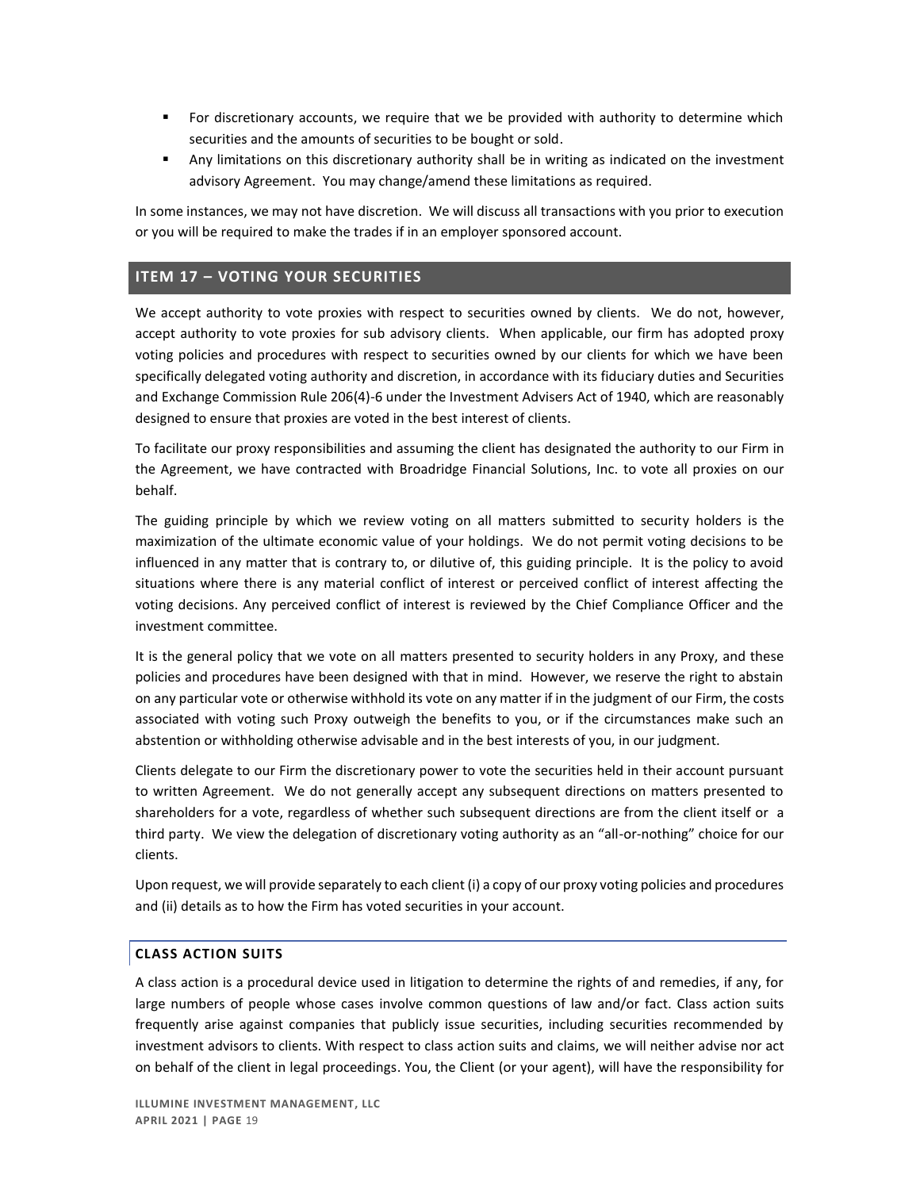- For discretionary accounts, we require that we be provided with authority to determine which securities and the amounts of securities to be bought or sold.
- Any limitations on this discretionary authority shall be in writing as indicated on the investment advisory Agreement. You may change/amend these limitations as required.

In some instances, we may not have discretion. We will discuss all transactions with you prior to execution or you will be required to make the trades if in an employer sponsored account.

## ITEM 17 – VOTING YOUR SECURITIES

We accept authority to vote proxies with respect to securities owned by clients. We do not, however, accept authority to vote proxies for sub advisory clients. When applicable, our firm has adopted proxy voting policies and procedures with respect to securities owned by our clients for which we have been specifically delegated voting authority and discretion, in accordance with its fiduciary duties and Securities and Exchange Commission Rule 206(4)-6 under the Investment Advisers Act of 1940, which are reasonably designed to ensure that proxies are voted in the best interest of clients.

To facilitate our proxy responsibilities and assuming the client has designated the authority to our Firm in the Agreement, we have contracted with Broadridge Financial Solutions, Inc. to vote all proxies on our behalf.

The guiding principle by which we review voting on all matters submitted to security holders is the maximization of the ultimate economic value of your holdings. We do not permit voting decisions to be influenced in any matter that is contrary to, or dilutive of, this guiding principle. It is the policy to avoid situations where there is any material conflict of interest or perceived conflict of interest affecting the voting decisions. Any perceived conflict of interest is reviewed by the Chief Compliance Officer and the investment committee.

It is the general policy that we vote on all matters presented to security holders in any Proxy, and these policies and procedures have been designed with that in mind. However, we reserve the right to abstain on any particular vote or otherwise withhold its vote on any matter if in the judgment of our Firm, the costs associated with voting such Proxy outweigh the benefits to you, or if the circumstances make such an abstention or withholding otherwise advisable and in the best interests of you, in our judgment.

Clients delegate to our Firm the discretionary power to vote the securities held in their account pursuant to written Agreement. We do not generally accept any subsequent directions on matters presented to shareholders for a vote, regardless of whether such subsequent directions are from the client itself or a third party. We view the delegation of discretionary voting authority as an "all-or-nothing" choice for our clients.

Upon request, we will provide separately to each client (i) a copy of our proxy voting policies and procedures and (ii) details as to how the Firm has voted securities in your account.

### CLASS ACTION SUITS

A class action is a procedural device used in litigation to determine the rights of and remedies, if any, for large numbers of people whose cases involve common questions of law and/or fact. Class action suits frequently arise against companies that publicly issue securities, including securities recommended by investment advisors to clients. With respect to class action suits and claims, we will neither advise nor act on behalf of the client in legal proceedings. You, the Client (or your agent), will have the responsibility for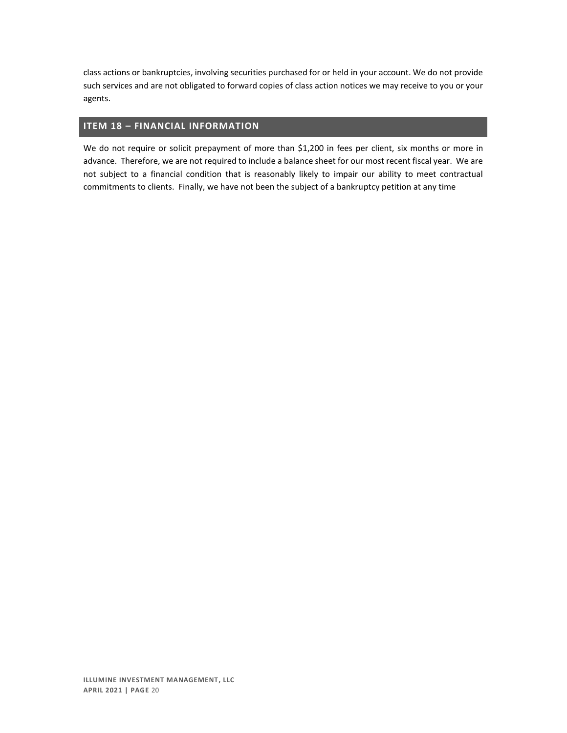class actions or bankruptcies, involving securities purchased for or held in your account. We do not provide such services and are not obligated to forward copies of class action notices we may receive to you or your agents.

## ITEM 18 – FINANCIAL INFORMATION

We do not require or solicit prepayment of more than $1,200 in fees per client, six months or more in advance. Therefore, we are not required to include a balance sheet for our most recent fiscal year. We are not subject to a financial condition that is reasonably likely to impair our ability to meet contractual commitments to clients. Finally, we have not been the subject of a bankruptcy petition at any time